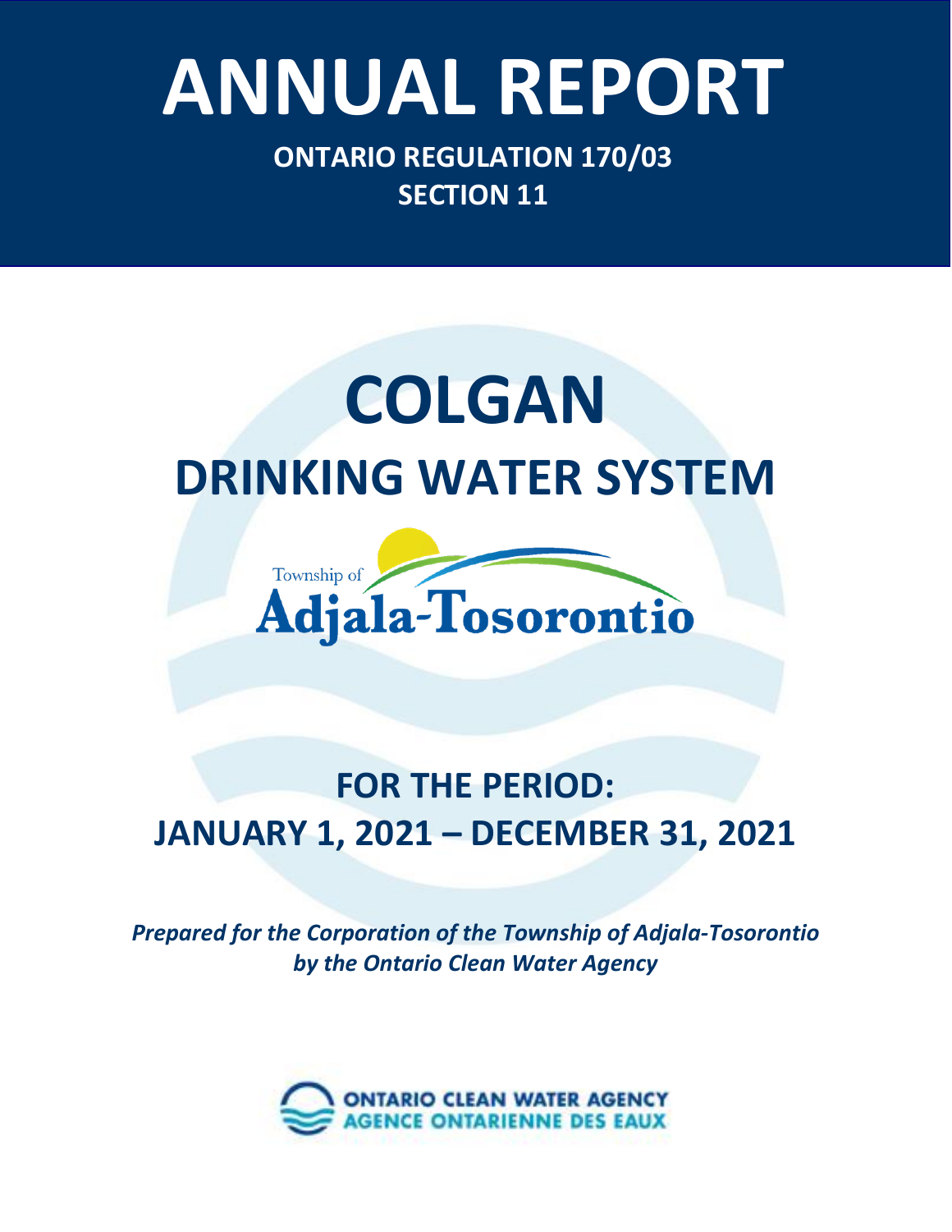# ANNUAL REPORT

**ONTARIO REGULATION 170/03**
**SECTION 11**

# COLGAN
## DRINKING WATER SYSTEM

Township of
Adjala-Tosorontio

## FOR THE PERIOD:
## JANUARY 1, 2021 – DECEMBER 31, 2021

***Prepared for the Corporation of the Township of Adjala-Tosorontio by the Ontario Clean Water Agency***

ONTARIO CLEAN WATER AGENCY
AGENCE ONTARIENNE DES EAUX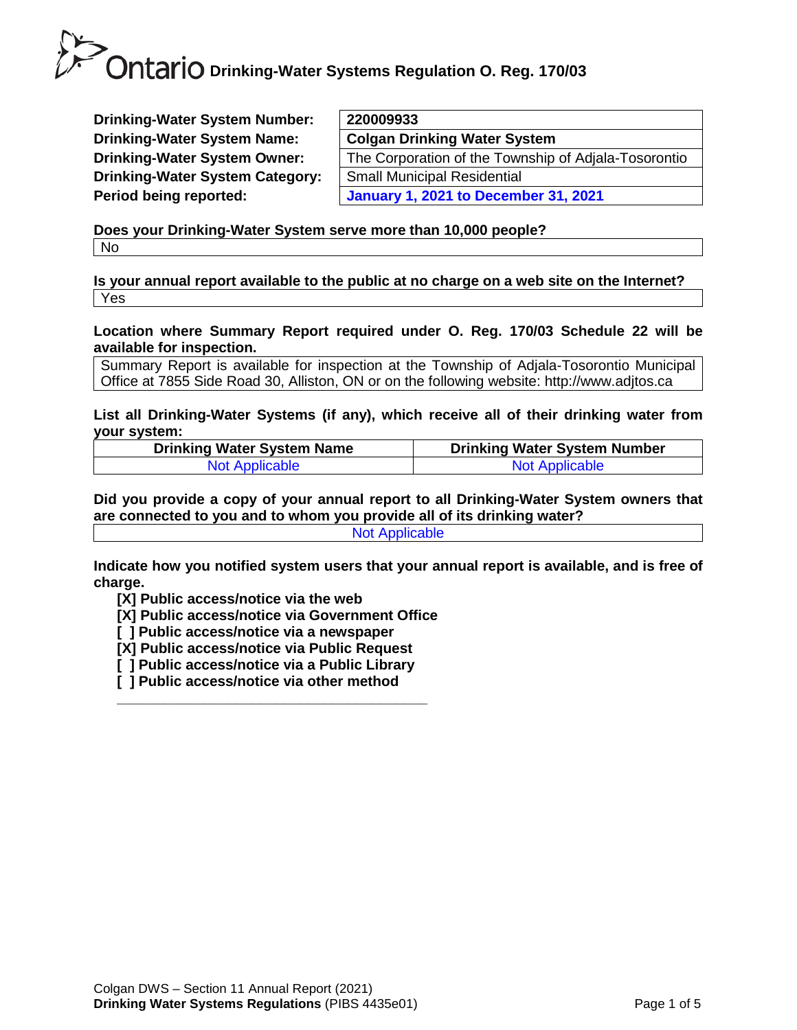# Drinking-Water Systems Regulation O. Reg. 170/03

| | |
|---|---|
| **Drinking-Water System Number:** | **220009933** |
| **Drinking-Water System Name:** | **Colgan Drinking Water System** |
| **Drinking-Water System Owner:** | The Corporation of the Township of Adjala-Tosorontio |
| **Drinking-Water System Category:** | Small Municipal Residential |
| **Period being reported:** | **January 1, 2021 to December 31, 2021** |

**Does your Drinking-Water System serve more than 10,000 people?**

No

**Is your annual report available to the public at no charge on a web site on the Internet?**

Yes

**Location where Summary Report required under O. Reg. 170/03 Schedule 22 will be available for inspection.**

Summary Report is available for inspection at the Township of Adjala-Tosorontio Municipal Office at 7855 Side Road 30, Alliston, ON or on the following website: http://www.adjtos.ca

**List all Drinking-Water Systems (if any), which receive all of their drinking water from your system:**

| Drinking Water System Name | Drinking Water System Number |
|---|---|
| Not Applicable | Not Applicable |

**Did you provide a copy of your annual report to all Drinking-Water System owners that are connected to you and to whom you provide all of its drinking water?**

Not Applicable

**Indicate how you notified system users that your annual report is available, and is free of charge.**

- **[X] Public access/notice via the web**
- **[X] Public access/notice via Government Office**
- **[ ] Public access/notice via a newspaper**
- **[X] Public access/notice via Public Request**
- **[ ] Public access/notice via a Public Library**
- **[ ] Public access/notice via other method**

\_\_\_\_\_\_\_\_\_\_\_\_\_\_\_\_\_\_\_\_\_\_\_\_\_\_\_\_\_\_\_\_\_\_\_\_\_\_\_\_

Colgan DWS – Section 11 Annual Report (2021)

**Drinking Water Systems Regulations** (PIBS 4435e01)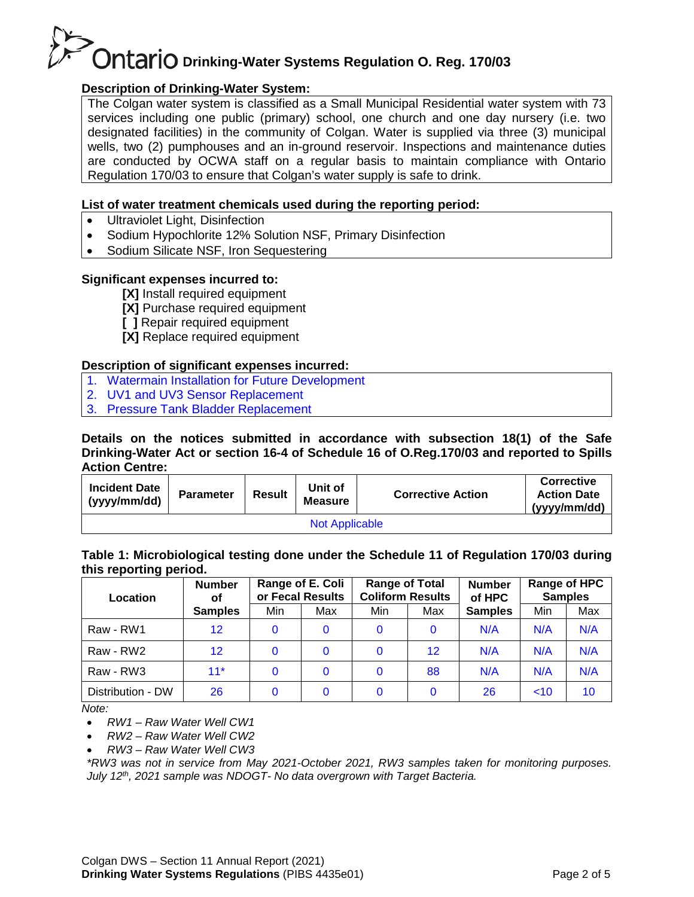## Description of Drinking-Water System:

The Colgan water system is classified as a Small Municipal Residential water system with 73 services including one public (primary) school, one church and one day nursery (i.e. two designated facilities) in the community of Colgan. Water is supplied via three (3) municipal wells, two (2) pumphouses and an in-ground reservoir. Inspections and maintenance duties are conducted by OCWA staff on a regular basis to maintain compliance with Ontario Regulation 170/03 to ensure that Colgan's water supply is safe to drink.

## List of water treatment chemicals used during the reporting period:

- Ultraviolet Light, Disinfection
- Sodium Hypochlorite 12% Solution NSF, Primary Disinfection
- Sodium Silicate NSF, Iron Sequestering

## Significant expenses incurred to:

**[X]** Install required equipment
**[X]** Purchase required equipment
**[ ]** Repair required equipment
**[X]** Replace required equipment

## Description of significant expenses incurred:

1. Watermain Installation for Future Development
2. UV1 and UV3 Sensor Replacement
3. Pressure Tank Bladder Replacement

## Details on the notices submitted in accordance with subsection 18(1) of the Safe Drinking-Water Act or section 16-4 of Schedule 16 of O.Reg.170/03 and reported to Spills Action Centre:

| Incident Date (yyyy/mm/dd) | Parameter | Result | Unit of Measure | Corrective Action | Corrective Action Date (yyyy/mm/dd) |
|---|---|---|---|---|---|
| Not Applicable | | | | | |

## Table 1: Microbiological testing done under the Schedule 11 of Regulation 170/03 during this reporting period.

| Location | Number of Samples | Range of E. Coli or Fecal Results | | Range of Total Coliform Results | | Number of HPC Samples | Range of HPC Samples | |
|---|---|---|---|---|---|---|---|---|
| | | Min | Max | Min | Max | | Min | Max |
| Raw - RW1 | 12 | 0 | 0 | 0 | 0 | N/A | N/A | N/A |
| Raw - RW2 | 12 | 0 | 0 | 0 | 12 | N/A | N/A | N/A |
| Raw - RW3 | 11* | 0 | 0 | 0 | 88 | N/A | N/A | N/A |
| Distribution - DW | 26 | 0 | 0 | 0 | 0 | 26 | <10 | 10 |

*Note:*

- *RW1 – Raw Water Well CW1*
- *RW2 – Raw Water Well CW2*
- *RW3 – Raw Water Well CW3*

*\*RW3 was not in service from May 2021-October 2021, RW3 samples taken for monitoring purposes. July 12th, 2021 sample was NDOGT- No data overgrown with Target Bacteria.*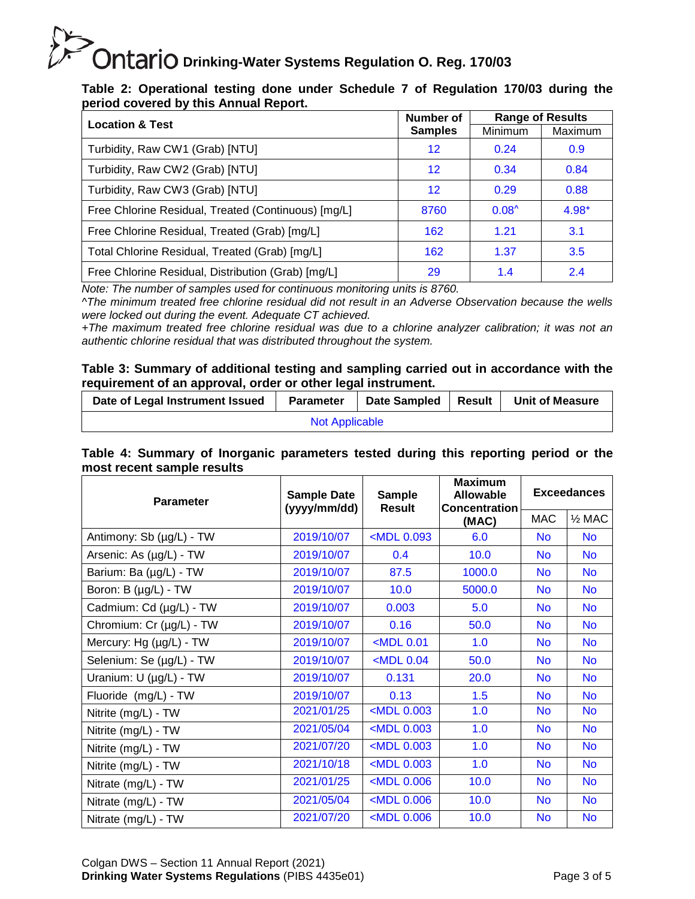**Table 2: Operational testing done under Schedule 7 of Regulation 170/03 during the period covered by this Annual Report.**

| Location & Test | Number of Samples | Range of Results | |
|---|---|---|---|
| | | Minimum | Maximum |
| Turbidity, Raw CW1 (Grab) [NTU] | 12 | 0.24 | 0.9 |
| Turbidity, Raw CW2 (Grab) [NTU] | 12 | 0.34 | 0.84 |
| Turbidity, Raw CW3 (Grab) [NTU] | 12 | 0.29 | 0.88 |
| Free Chlorine Residual, Treated (Continuous) [mg/L] | 8760 | 0.08^ | 4.98+ |
| Free Chlorine Residual, Treated (Grab) [mg/L] | 162 | 1.21 | 3.1 |
| Total Chlorine Residual, Treated (Grab) [mg/L] | 162 | 1.37 | 3.5 |
| Free Chlorine Residual, Distribution (Grab) [mg/L] | 29 | 1.4 | 2.4 |

*Note: The number of samples used for continuous monitoring units is 8760.*
*^The minimum treated free chlorine residual did not result in an Adverse Observation because the wells were locked out during the event. Adequate CT achieved.*
*+The maximum treated free chlorine residual was due to a chlorine analyzer calibration; it was not an authentic chlorine residual that was distributed throughout the system.*

**Table 3: Summary of additional testing and sampling carried out in accordance with the requirement of an approval, order or other legal instrument.**

| Date of Legal Instrument Issued | Parameter | Date Sampled | Result | Unit of Measure |
|---|---|---|---|---|
| Not Applicable | | | | |

**Table 4: Summary of Inorganic parameters tested during this reporting period or the most recent sample results**

| Parameter | Sample Date (yyyy/mm/dd) | Sample Result | Maximum Allowable Concentration (MAC) | Exceedances | |
|---|---|---|---|---|---|
| | | | | MAC | ½ MAC |
| Antimony: Sb (µg/L) - TW | 2019/10/07 | <MDL 0.093 | 6.0 | No | No |
| Arsenic: As (µg/L) - TW | 2019/10/07 | 0.4 | 10.0 | No | No |
| Barium: Ba (µg/L) - TW | 2019/10/07 | 87.5 | 1000.0 | No | No |
| Boron: B (µg/L) - TW | 2019/10/07 | 10.0 | 5000.0 | No | No |
| Cadmium: Cd (µg/L) - TW | 2019/10/07 | 0.003 | 5.0 | No | No |
| Chromium: Cr (µg/L) - TW | 2019/10/07 | 0.16 | 50.0 | No | No |
| Mercury: Hg (µg/L) - TW | 2019/10/07 | <MDL 0.01 | 1.0 | No | No |
| Selenium: Se (µg/L) - TW | 2019/10/07 | <MDL 0.04 | 50.0 | No | No |
| Uranium: U (µg/L) - TW | 2019/10/07 | 0.131 | 20.0 | No | No |
| Fluoride (mg/L) - TW | 2019/10/07 | 0.13 | 1.5 | No | No |
| Nitrite (mg/L) - TW | 2021/01/25 | <MDL 0.003 | 1.0 | No | No |
| Nitrite (mg/L) - TW | 2021/05/04 | <MDL 0.003 | 1.0 | No | No |
| Nitrite (mg/L) - TW | 2021/07/20 | <MDL 0.003 | 1.0 | No | No |
| Nitrite (mg/L) - TW | 2021/10/18 | <MDL 0.003 | 1.0 | No | No |
| Nitrate (mg/L) - TW | 2021/01/25 | <MDL 0.006 | 10.0 | No | No |
| Nitrate (mg/L) - TW | 2021/05/04 | <MDL 0.006 | 10.0 | No | No |
| Nitrate (mg/L) - TW | 2021/07/20 | <MDL 0.006 | 10.0 | No | No |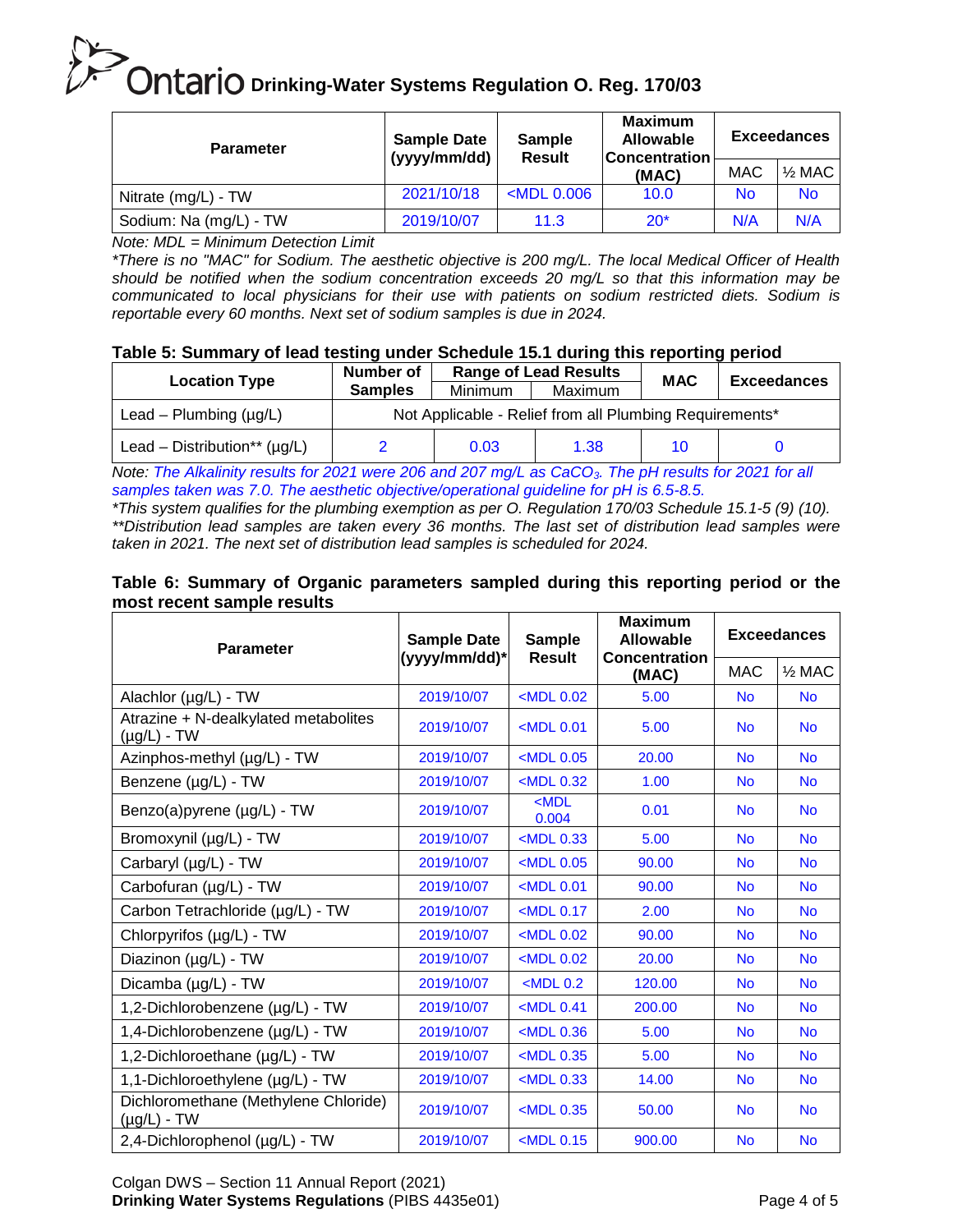| Parameter | Sample Date (yyyy/mm/dd) | Sample Result | Maximum Allowable Concentration (MAC) | Exceedances | |
|---|---|---|---|---|---|
| | | | | MAC | ½ MAC |
| Nitrate (mg/L) - TW | 2021/10/18 | <MDL 0.006 | 10.0 | No | No |
| Sodium: Na (mg/L) - TW | 2019/10/07 | 11.3 | 20* | N/A | N/A |

*Note: MDL = Minimum Detection Limit*

*\*There is no "MAC" for Sodium. The aesthetic objective is 200 mg/L. The local Medical Officer of Health should be notified when the sodium concentration exceeds 20 mg/L so that this information may be communicated to local physicians for their use with patients on sodium restricted diets. Sodium is reportable every 60 months. Next set of sodium samples is due in 2024.*

### Table 5: Summary of lead testing under Schedule 15.1 during this reporting period

| Location Type | Number of Samples | Range of Lead Results | | MAC | Exceedances |
|---|---|---|---|---|---|
| | | Minimum | Maximum | | |
| Lead – Plumbing (µg/L) | Not Applicable - Relief from all Plumbing Requirements* | | | | |
| Lead – Distribution** (µg/L) | 2 | 0.03 | 1.38 | 10 | 0 |

*Note: The Alkalinity results for 2021 were 206 and 207 mg/L as $CaCO_3$. The pH results for 2021 for all samples taken was 7.0. The aesthetic objective/operational guideline for pH is 6.5-8.5.*

*\*This system qualifies for the plumbing exemption as per O. Regulation 170/03 Schedule 15.1-5 (9) (10).*

*\*\*Distribution lead samples are taken every 36 months. The last set of distribution lead samples were taken in 2021. The next set of distribution lead samples is scheduled for 2024.*

### Table 6: Summary of Organic parameters sampled during this reporting period or the most recent sample results

| Parameter | Sample Date (yyyy/mm/dd)* | Sample Result | Maximum Allowable Concentration (MAC) | Exceedances | |
|---|---|---|---|---|---|
| | | | | MAC | ½ MAC |
| Alachlor (µg/L) - TW | 2019/10/07 | <MDL 0.02 | 5.00 | No | No |
| Atrazine + N-dealkylated metabolites (µg/L) - TW | 2019/10/07 | <MDL 0.01 | 5.00 | No | No |
| Azinphos-methyl (µg/L) - TW | 2019/10/07 | <MDL 0.05 | 20.00 | No | No |
| Benzene (µg/L) - TW | 2019/10/07 | <MDL 0.32 | 1.00 | No | No |
| Benzo(a)pyrene (µg/L) - TW | 2019/10/07 | <MDL 0.004 | 0.01 | No | No |
| Bromoxynil (µg/L) - TW | 2019/10/07 | <MDL 0.33 | 5.00 | No | No |
| Carbaryl (µg/L) - TW | 2019/10/07 | <MDL 0.05 | 90.00 | No | No |
| Carbofuran (µg/L) - TW | 2019/10/07 | <MDL 0.01 | 90.00 | No | No |
| Carbon Tetrachloride (µg/L) - TW | 2019/10/07 | <MDL 0.17 | 2.00 | No | No |
| Chlorpyrifos (µg/L) - TW | 2019/10/07 | <MDL 0.02 | 90.00 | No | No |
| Diazinon (µg/L) - TW | 2019/10/07 | <MDL 0.02 | 20.00 | No | No |
| Dicamba (µg/L) - TW | 2019/10/07 | <MDL 0.2 | 120.00 | No | No |
| 1,2-Dichlorobenzene (µg/L) - TW | 2019/10/07 | <MDL 0.41 | 200.00 | No | No |
| 1,4-Dichlorobenzene (µg/L) - TW | 2019/10/07 | <MDL 0.36 | 5.00 | No | No |
| 1,2-Dichloroethane (µg/L) - TW | 2019/10/07 | <MDL 0.35 | 5.00 | No | No |
| 1,1-Dichloroethylene (µg/L) - TW | 2019/10/07 | <MDL 0.33 | 14.00 | No | No |
| Dichloromethane (Methylene Chloride) (µg/L) - TW | 2019/10/07 | <MDL 0.35 | 50.00 | No | No |
| 2,4-Dichlorophenol (µg/L) - TW | 2019/10/07 | <MDL 0.15 | 900.00 | No | No |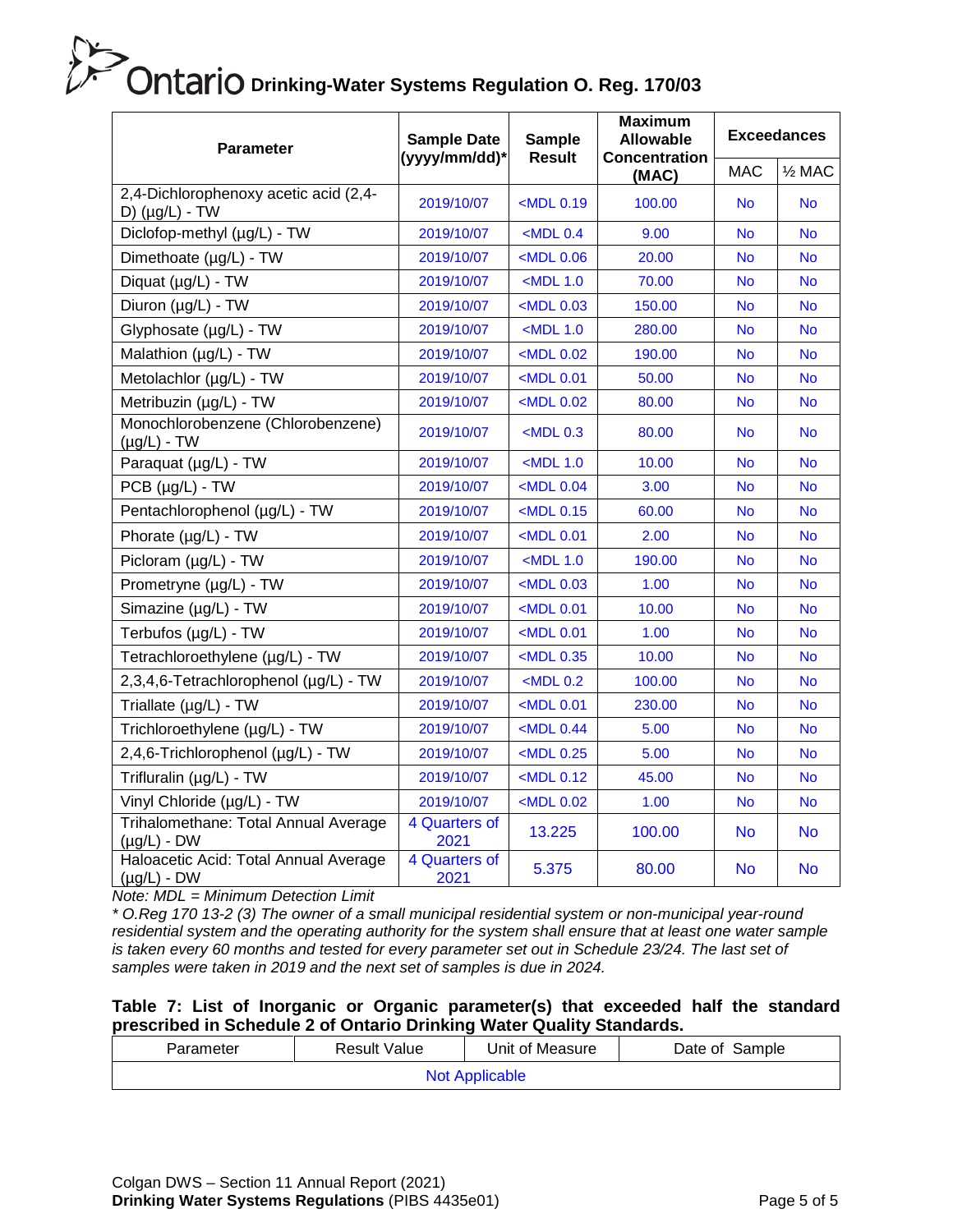| Parameter | Sample Date (yyyy/mm/dd)* | Sample Result | Maximum Allowable Concentration (MAC) | Exceedances | |
|---|---|---|---|---|---|
| | | | | MAC | ½ MAC |
| 2,4-Dichlorophenoxy acetic acid (2,4-D) (µg/L) - TW | 2019/10/07 | <MDL 0.19 | 100.00 | No | No |
| Diclofop-methyl (µg/L) - TW | 2019/10/07 | <MDL 0.4 | 9.00 | No | No |
| Dimethoate (µg/L) - TW | 2019/10/07 | <MDL 0.06 | 20.00 | No | No |
| Diquat (µg/L) - TW | 2019/10/07 | <MDL 1.0 | 70.00 | No | No |
| Diuron (µg/L) - TW | 2019/10/07 | <MDL 0.03 | 150.00 | No | No |
| Glyphosate (µg/L) - TW | 2019/10/07 | <MDL 1.0 | 280.00 | No | No |
| Malathion (µg/L) - TW | 2019/10/07 | <MDL 0.02 | 190.00 | No | No |
| Metolachlor (µg/L) - TW | 2019/10/07 | <MDL 0.01 | 50.00 | No | No |
| Metribuzin (µg/L) - TW | 2019/10/07 | <MDL 0.02 | 80.00 | No | No |
| Monochlorobenzene (Chlorobenzene) (µg/L) - TW | 2019/10/07 | <MDL 0.3 | 80.00 | No | No |
| Paraquat (µg/L) - TW | 2019/10/07 | <MDL 1.0 | 10.00 | No | No |
| PCB (µg/L) - TW | 2019/10/07 | <MDL 0.04 | 3.00 | No | No |
| Pentachlorophenol (µg/L) - TW | 2019/10/07 | <MDL 0.15 | 60.00 | No | No |
| Phorate (µg/L) - TW | 2019/10/07 | <MDL 0.01 | 2.00 | No | No |
| Picloram (µg/L) - TW | 2019/10/07 | <MDL 1.0 | 190.00 | No | No |
| Prometryne (µg/L) - TW | 2019/10/07 | <MDL 0.03 | 1.00 | No | No |
| Simazine (µg/L) - TW | 2019/10/07 | <MDL 0.01 | 10.00 | No | No |
| Terbufos (µg/L) - TW | 2019/10/07 | <MDL 0.01 | 1.00 | No | No |
| Tetrachloroethylene (µg/L) - TW | 2019/10/07 | <MDL 0.35 | 10.00 | No | No |
| 2,3,4,6-Tetrachlorophenol (µg/L) - TW | 2019/10/07 | <MDL 0.2 | 100.00 | No | No |
| Triallate (µg/L) - TW | 2019/10/07 | <MDL 0.01 | 230.00 | No | No |
| Trichloroethylene (µg/L) - TW | 2019/10/07 | <MDL 0.44 | 5.00 | No | No |
| 2,4,6-Trichlorophenol (µg/L) - TW | 2019/10/07 | <MDL 0.25 | 5.00 | No | No |
| Trifluralin (µg/L) - TW | 2019/10/07 | <MDL 0.12 | 45.00 | No | No |
| Vinyl Chloride (µg/L) - TW | 2019/10/07 | <MDL 0.02 | 1.00 | No | No |
| Trihalomethane: Total Annual Average (µg/L) - DW | 4 Quarters of 2021 | 13.225 | 100.00 | No | No |
| Haloacetic Acid: Total Annual Average (µg/L) - DW | 4 Quarters of 2021 | 5.375 | 80.00 | No | No |

*Note: MDL = Minimum Detection Limit*

*\* O.Reg 170 13-2 (3) The owner of a small municipal residential system or non-municipal year-round residential system and the operating authority for the system shall ensure that at least one water sample is taken every 60 months and tested for every parameter set out in Schedule 23/24. The last set of samples were taken in 2019 and the next set of samples is due in 2024.*

**Table 7: List of Inorganic or Organic parameter(s) that exceeded half the standard prescribed in Schedule 2 of Ontario Drinking Water Quality Standards.**

| Parameter | Result Value | Unit of Measure | Date of Sample |
|---|---|---|---|
| Not Applicable | | | |